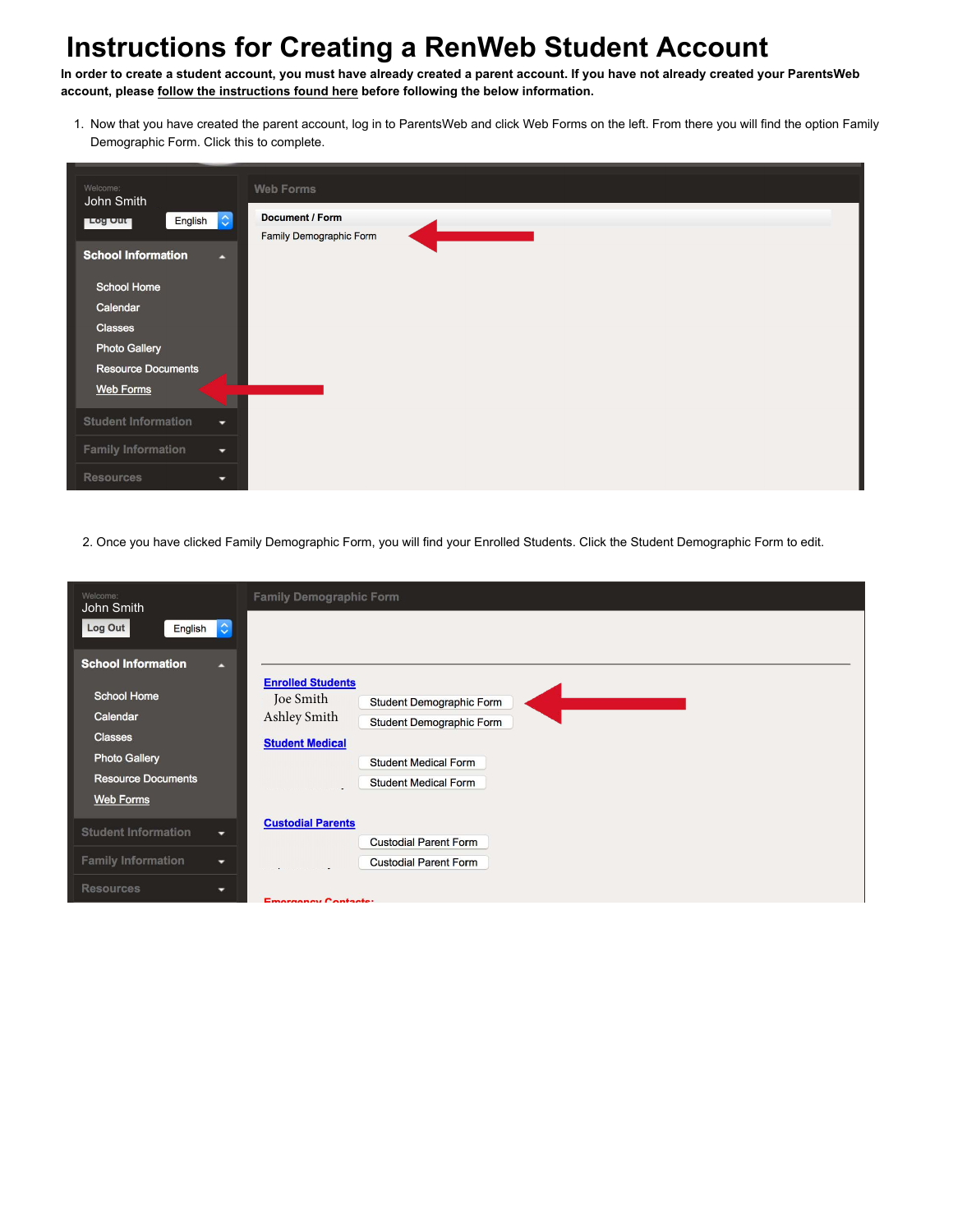# Instructions for Creating a RenWeb Student Account

**In order to create a student account, you must have already created a parent account. If you have not already created your ParentsWeb account, please follow the instructions found here before following the below information.**

1. Now that you have created the parent account, log in to ParentsWeb and click Web Forms on the left. From there you will find the option Family Demographic Form. Click this to complete.

2. Once you have clicked Family Demographic Form, you will find your Enrolled Students. Click the Student Demographic Form to edit.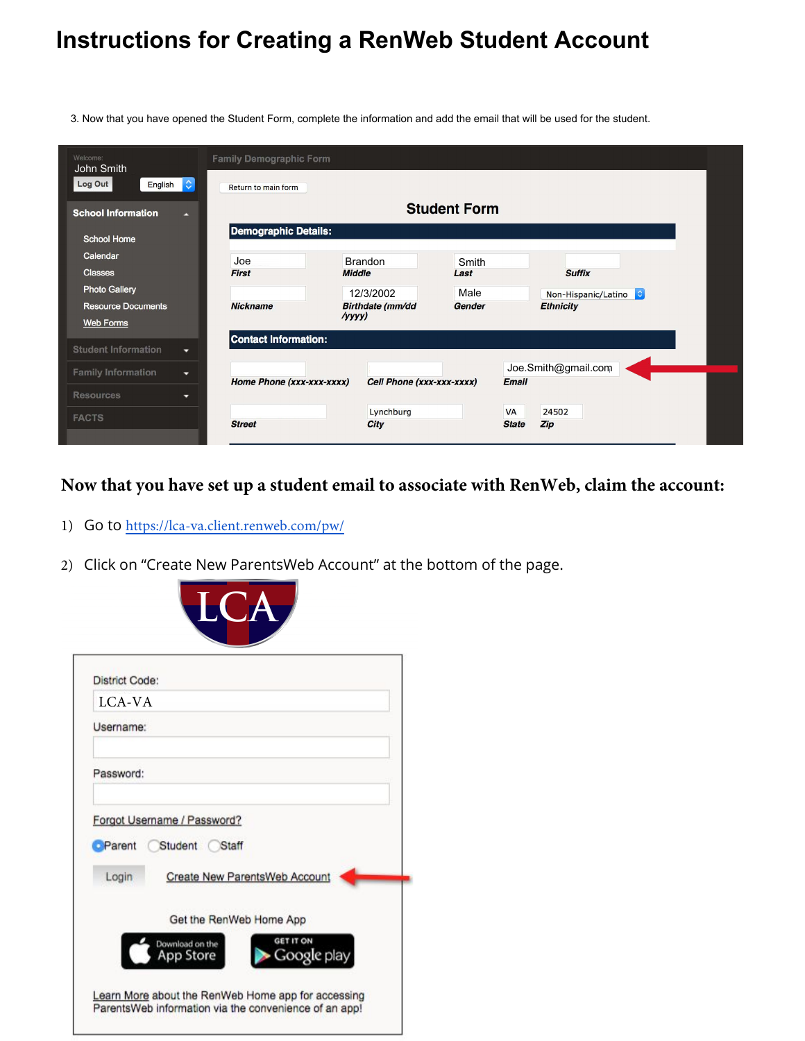# Instructions for Creating a RenWeb Student Account

3. Now that you have opened the Student Form, complete the information and add the email that will be used for the student.

Welcome:
John Smith
Log Out | English

**School Information**
- School Home
- Calendar
- Classes
- Photo Gallery
- Resource Documents
- Web Forms

Student Information
Family Information
Resources
FACTS

Family Demographic Form

Return to main form

## Student Form

**Demographic Details:**

| Joe | Brandon | Smith | |
|---|---|---|---|
| *First* | *Middle* | *Last* | *Suffix* |
| | 12/3/2002 | Male | Non-Hispanic/Latino |
| *Nickname* | *Birthdate (mm/dd /yyyy)* | *Gender* | *Ethnicity* |

**Contact Information:**

| | | Joe.Smith@gmail.com | |
|---|---|---|---|
| *Home Phone (xxx-xxx-xxxx)* | *Cell Phone (xxx-xxx-xxxx)* | *Email* | |
| | Lynchburg | VA | 24502 |
| *Street* | *City* | *State* | *Zip* |

**Now that you have set up a student email to associate with RenWeb, claim the account:**

1) Go to https://lca-va.client.renweb.com/pw/

2) Click on "Create New ParentsWeb Account" at the bottom of the page.

LCA

District Code:
LCA-VA
Username:
Password:
Forgot Username / Password?
Parent | Student | Staff
Login | Create New ParentsWeb Account

Get the RenWeb Home App

Download on the App Store | GET IT ON Google play

Learn More about the RenWeb Home app for accessing ParentsWeb information via the convenience of an app!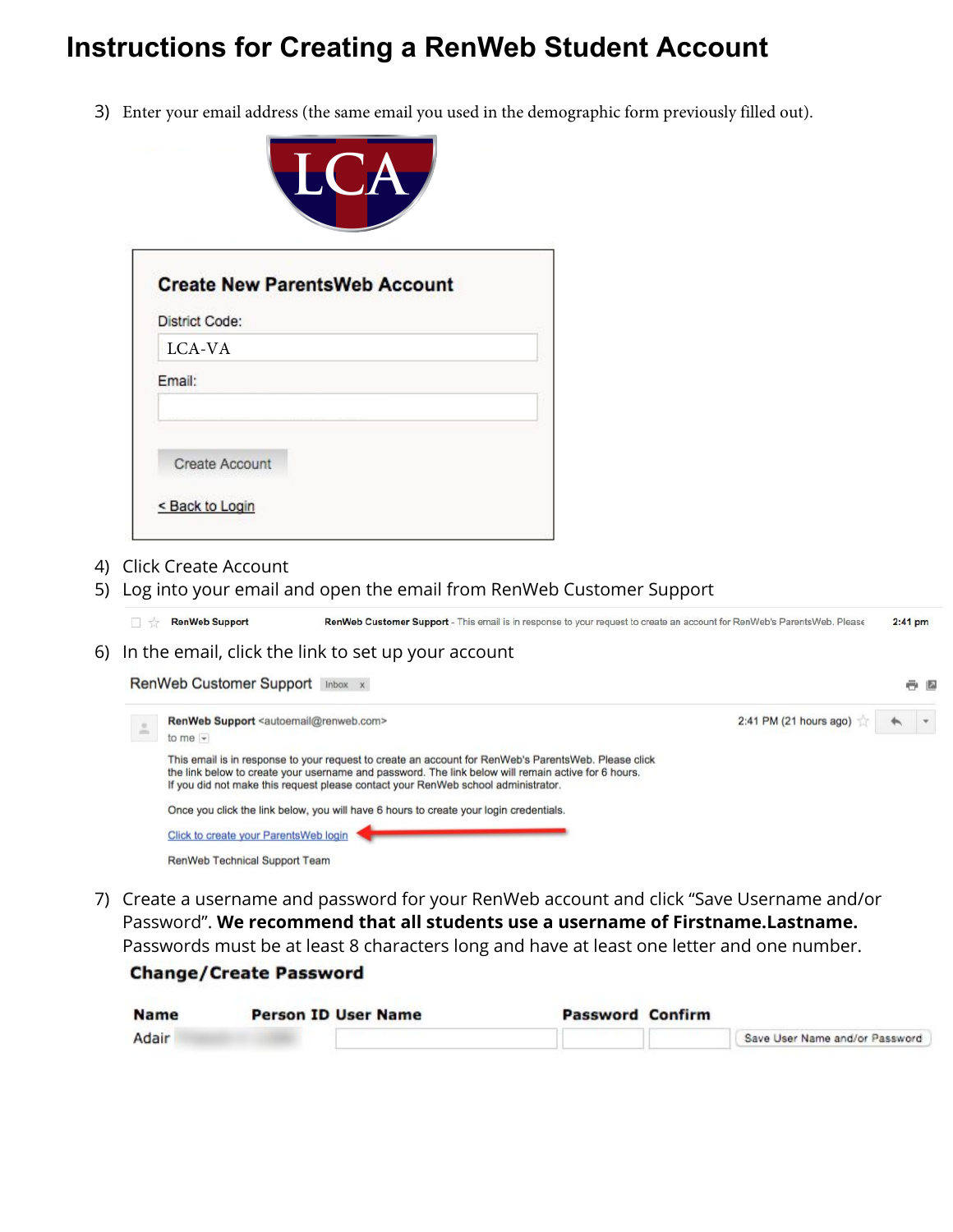# Instructions for Creating a RenWeb Student Account

3) Enter your email address (the same email you used in the demographic form previously filled out).

LCA

**Create New ParentsWeb Account**

District Code:

LCA-VA

Email:

Create Account

< Back to Login

4) Click Create Account
5) Log into your email and open the email from RenWeb Customer Support

RenWeb Support — RenWeb Customer Support - This email is in response to your request to create an account for RenWeb's ParentsWeb. Please — 2:41 pm

6) In the email, click the link to set up your account

RenWeb Customer Support Inbox x

RenWeb Support <autoemail@renweb.com> — 2:41 PM (21 hours ago)

to me

This email is in response to your request to create an account for RenWeb's ParentsWeb. Please click the link below to create your username and password. The link below will remain active for 6 hours. If you did not make this request please contact your RenWeb school administrator.

Once you click the link below, you will have 6 hours to create your login credentials.

Click to create your ParentsWeb login

RenWeb Technical Support Team

7) Create a username and password for your RenWeb account and click "Save Username and/or Password". **We recommend that all students use a username of Firstname.Lastname.** Passwords must be at least 8 characters long and have at least one letter and one number.

**Change/Create Password**

| Name | Person ID | User Name | Password | Confirm | |
|---|---|---|---|---|---|
| Adair | | | | | Save User Name and/or Password |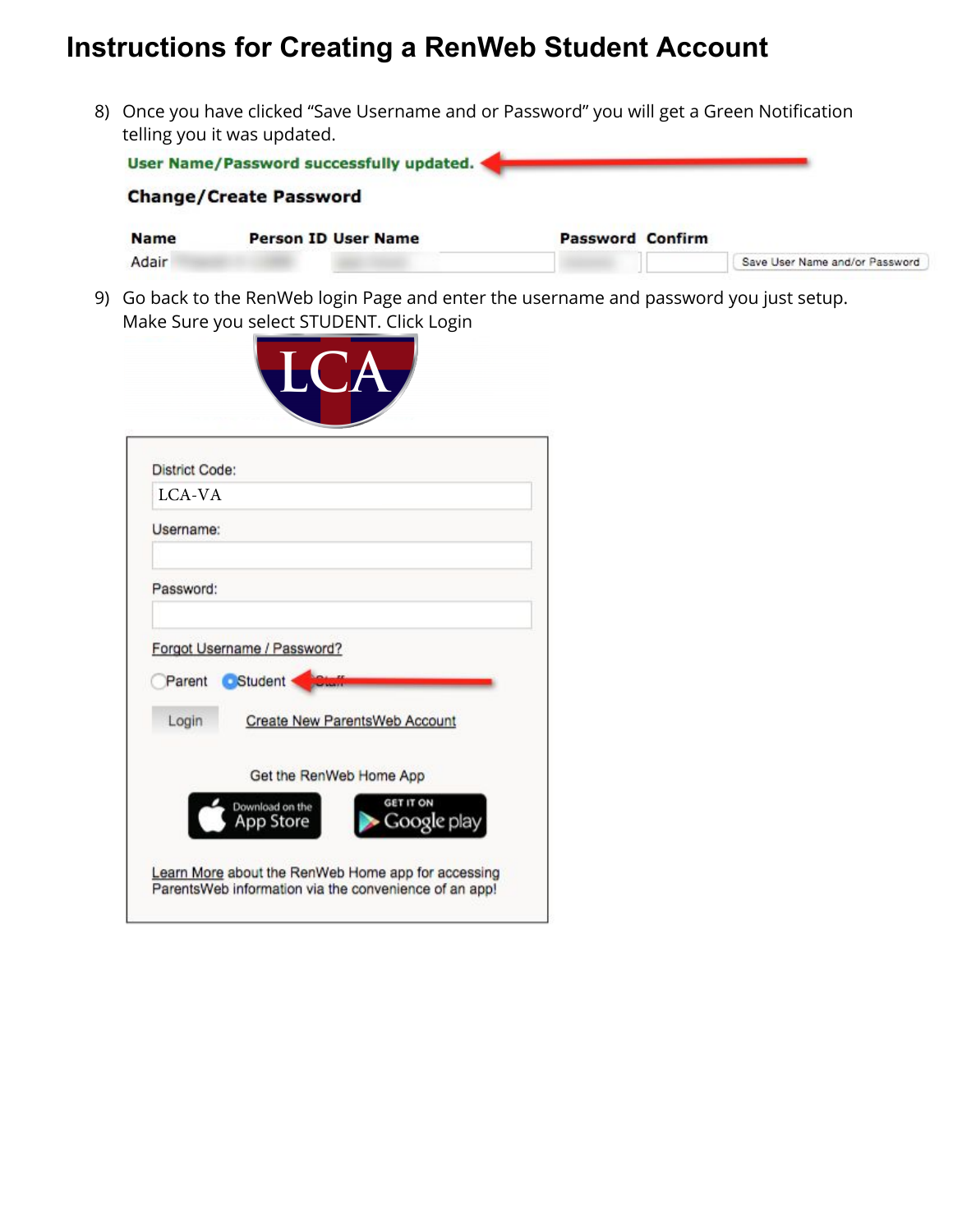# Instructions for Creating a RenWeb Student Account

8) Once you have clicked "Save Username and or Password" you will get a Green Notification telling you it was updated.

**User Name/Password successfully updated.**

**Change/Create Password**

| Name | Person ID | User Name | Password | Confirm | |
|---|---|---|---|---|---|
| Adair | | | | | Save User Name and/or Password |

9) Go back to the RenWeb login Page and enter the username and password you just setup. Make Sure you select STUDENT. Click Login

LCA

District Code:

LCA-VA

Username:

Password:

Forgot Username / Password?

Parent Student Staff

Login Create New ParentsWeb Account

Get the RenWeb Home App

Download on the App Store GET IT ON Google play

Learn More about the RenWeb Home app for accessing ParentsWeb information via the convenience of an app!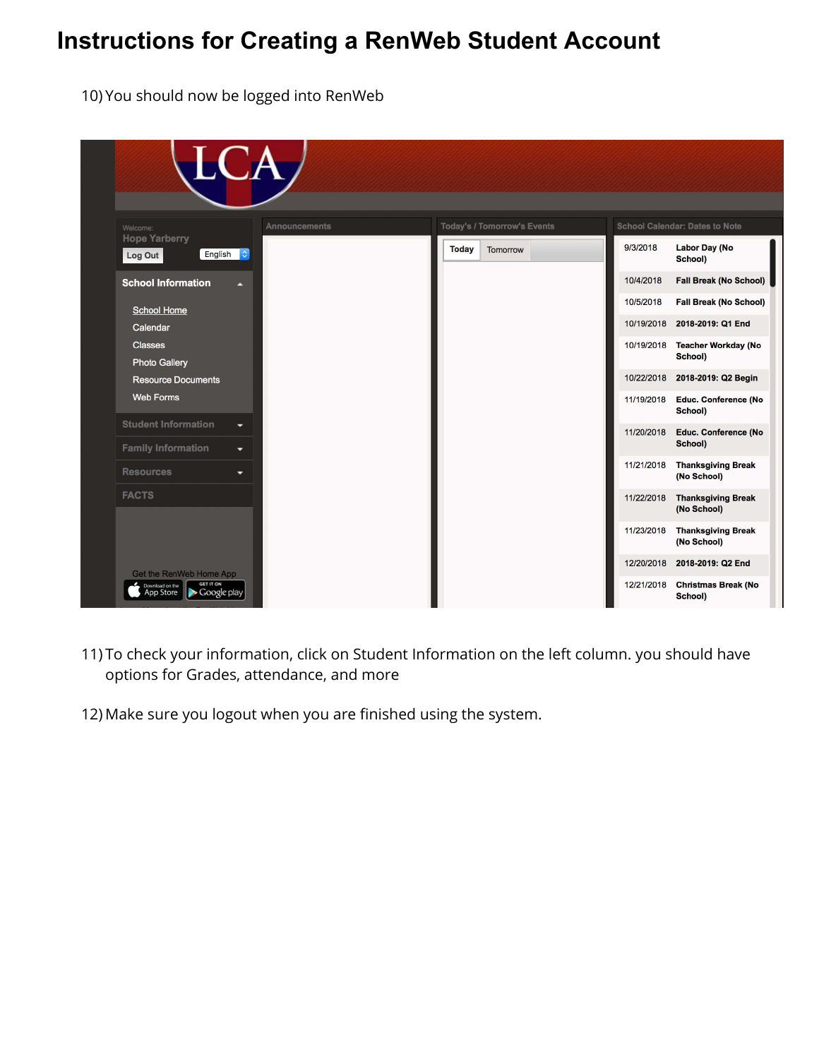# Instructions for Creating a RenWeb Student Account

10) You should now be logged into RenWeb

11) To check your information, click on Student Information on the left column. you should have options for Grades, attendance, and more

12) Make sure you logout when you are finished using the system.